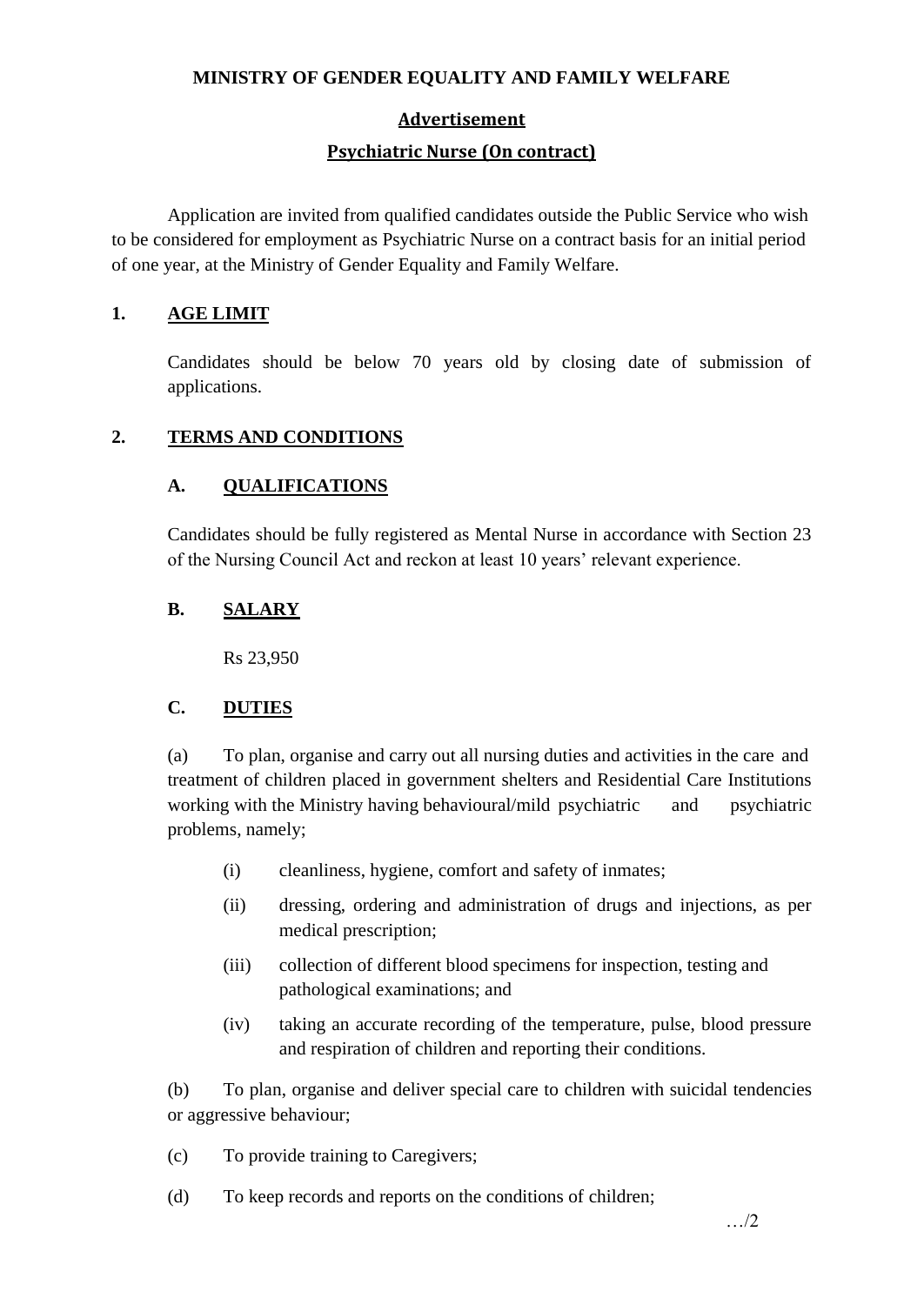**MINISTRY OF GENDER EQUALITY AND FAMILY WELFARE**

**Advertisement**

**Psychiatric Nurse (On contract)**

Application are invited from qualified candidates outside the Public Service who wish to be considered for employment as Psychiatric Nurse on a contract basis for an initial period of one year, at the Ministry of Gender Equality and Family Welfare.

## 1. AGE LIMIT

Candidates should be below 70 years old by closing date of submission of applications.

## 2. TERMS AND CONDITIONS

### A. QUALIFICATIONS

Candidates should be fully registered as Mental Nurse in accordance with Section 23 of the Nursing Council Act and reckon at least 10 years' relevant experience.

### B. SALARY

Rs 23,950

### C. DUTIES

(a) To plan, organise and carry out all nursing duties and activities in the care and treatment of children placed in government shelters and Residential Care Institutions working with the Ministry having behavioural/mild psychiatric and psychiatric problems, namely;

- (i) cleanliness, hygiene, comfort and safety of inmates;
- (ii) dressing, ordering and administration of drugs and injections, as per medical prescription;
- (iii) collection of different blood specimens for inspection, testing and pathological examinations; and
- (iv) taking an accurate recording of the temperature, pulse, blood pressure and respiration of children and reporting their conditions.

(b) To plan, organise and deliver special care to children with suicidal tendencies or aggressive behaviour;

(c) To provide training to Caregivers;

(d) To keep records and reports on the conditions of children;

…/2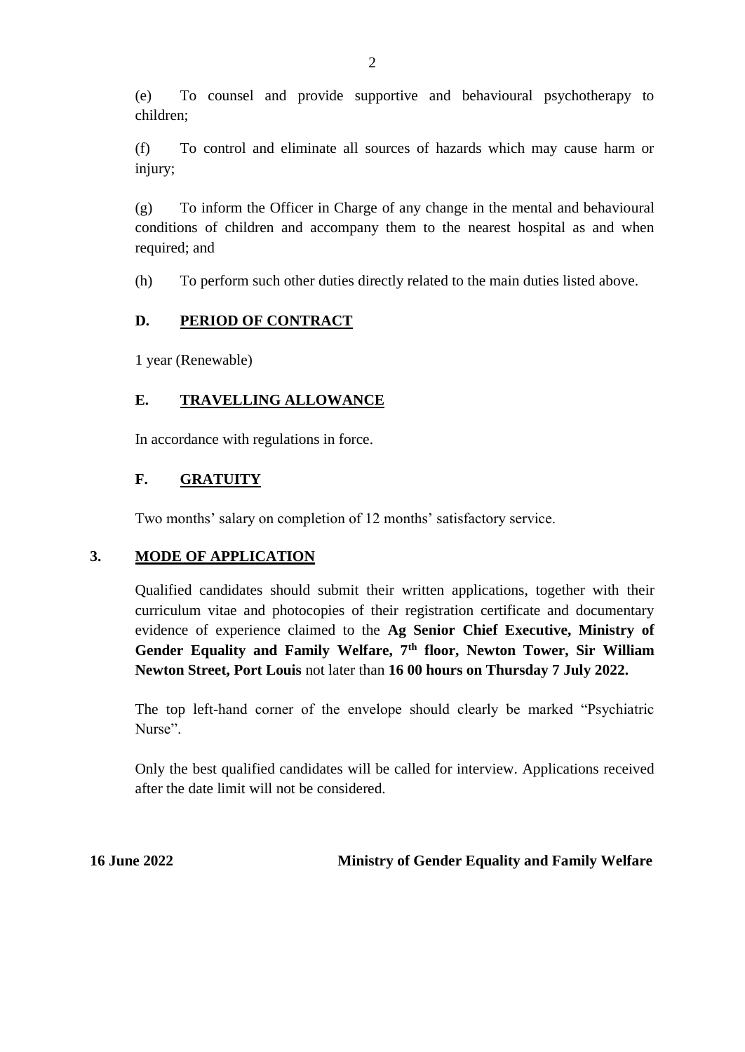(e) To counsel and provide supportive and behavioural psychotherapy to children;

(f) To control and eliminate all sources of hazards which may cause harm or injury;

(g) To inform the Officer in Charge of any change in the mental and behavioural conditions of children and accompany them to the nearest hospital as and when required; and

(h) To perform such other duties directly related to the main duties listed above.

### D. PERIOD OF CONTRACT

1 year (Renewable)

### E. TRAVELLING ALLOWANCE

In accordance with regulations in force.

### F. GRATUITY

Two months' salary on completion of 12 months' satisfactory service.

## 3. MODE OF APPLICATION

Qualified candidates should submit their written applications, together with their curriculum vitae and photocopies of their registration certificate and documentary evidence of experience claimed to the **Ag Senior Chief Executive, Ministry of Gender Equality and Family Welfare, 7th floor, Newton Tower, Sir William Newton Street, Port Louis** not later than **16 00 hours on Thursday 7 July 2022.**

The top left-hand corner of the envelope should clearly be marked "Psychiatric Nurse".

Only the best qualified candidates will be called for interview. Applications received after the date limit will not be considered.

**16 June 2022** **Ministry of Gender Equality and Family Welfare**